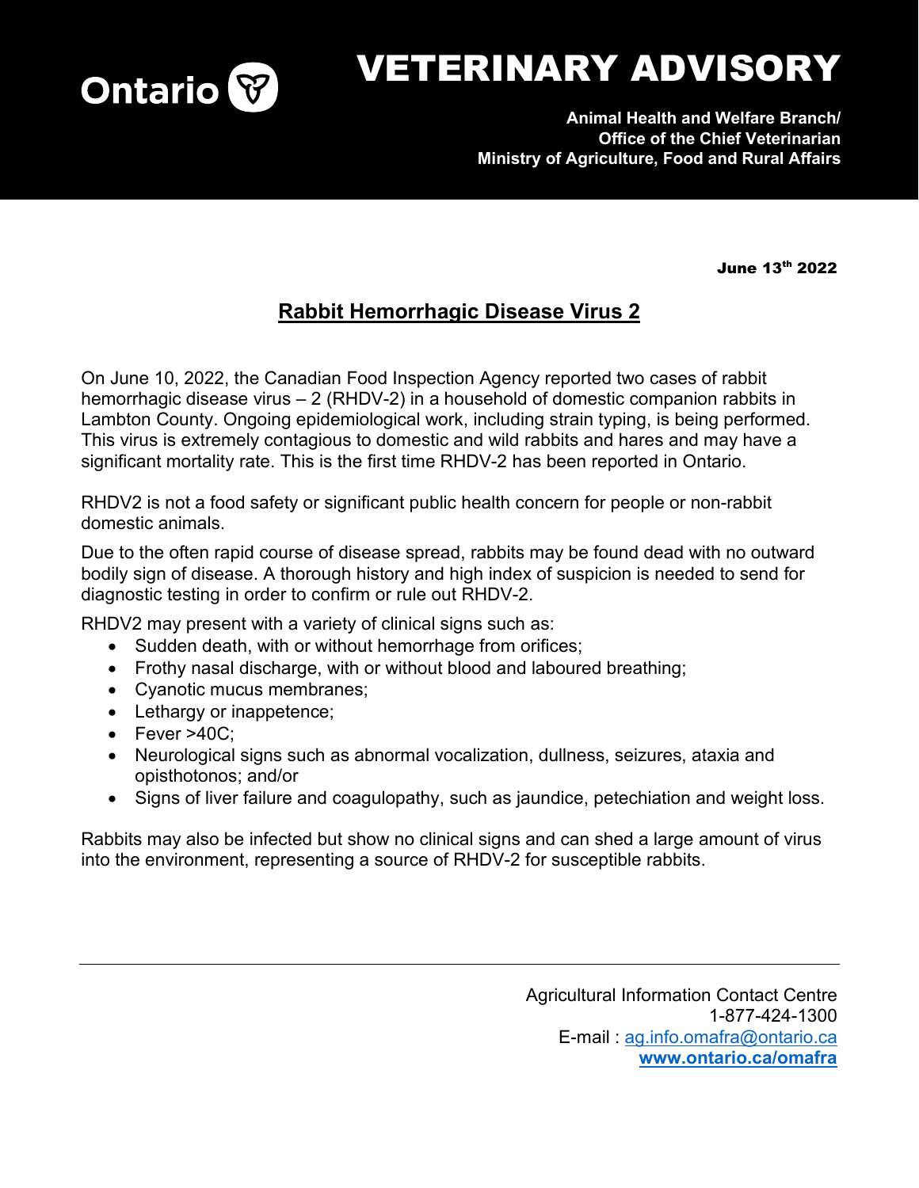# VETERINARY ADVISORY

**Animal Health and Welfare Branch/**
**Office of the Chief Veterinarian**
**Ministry of Agriculture, Food and Rural Affairs**

**June 13th 2022**

## Rabbit Hemorrhagic Disease Virus 2

On June 10, 2022, the Canadian Food Inspection Agency reported two cases of rabbit hemorrhagic disease virus – 2 (RHDV-2) in a household of domestic companion rabbits in Lambton County. Ongoing epidemiological work, including strain typing, is being performed. This virus is extremely contagious to domestic and wild rabbits and hares and may have a significant mortality rate. This is the first time RHDV-2 has been reported in Ontario.

RHDV2 is not a food safety or significant public health concern for people or non-rabbit domestic animals.

Due to the often rapid course of disease spread, rabbits may be found dead with no outward bodily sign of disease. A thorough history and high index of suspicion is needed to send for diagnostic testing in order to confirm or rule out RHDV-2.

RHDV2 may present with a variety of clinical signs such as:

- Sudden death, with or without hemorrhage from orifices;
- Frothy nasal discharge, with or without blood and laboured breathing;
- Cyanotic mucus membranes;
- Lethargy or inappetence;
- Fever >40C;
- Neurological signs such as abnormal vocalization, dullness, seizures, ataxia and opisthotonos; and/or
- Signs of liver failure and coagulopathy, such as jaundice, petechiation and weight loss.

Rabbits may also be infected but show no clinical signs and can shed a large amount of virus into the environment, representing a source of RHDV-2 for susceptible rabbits.

Agricultural Information Contact Centre
1-877-424-1300
E-mail : ag.info.omafra@ontario.ca
**www.ontario.ca/omafra**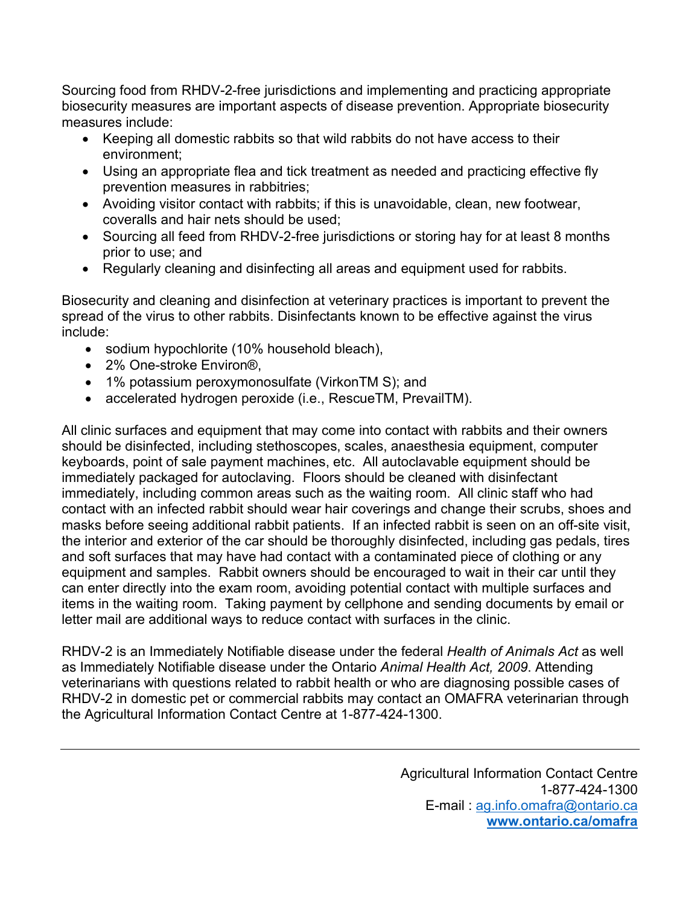Sourcing food from RHDV-2-free jurisdictions and implementing and practicing appropriate biosecurity measures are important aspects of disease prevention. Appropriate biosecurity measures include:

- Keeping all domestic rabbits so that wild rabbits do not have access to their environment;
- Using an appropriate flea and tick treatment as needed and practicing effective fly prevention measures in rabbitries;
- Avoiding visitor contact with rabbits; if this is unavoidable, clean, new footwear, coveralls and hair nets should be used;
- Sourcing all feed from RHDV-2-free jurisdictions or storing hay for at least 8 months prior to use; and
- Regularly cleaning and disinfecting all areas and equipment used for rabbits.

Biosecurity and cleaning and disinfection at veterinary practices is important to prevent the spread of the virus to other rabbits. Disinfectants known to be effective against the virus include:

- sodium hypochlorite (10% household bleach),
- 2% One-stroke Environ®,
- 1% potassium peroxymonosulfate (VirkonTM S); and
- accelerated hydrogen peroxide (i.e., RescueTM, PrevailTM).

All clinic surfaces and equipment that may come into contact with rabbits and their owners should be disinfected, including stethoscopes, scales, anaesthesia equipment, computer keyboards, point of sale payment machines, etc. All autoclavable equipment should be immediately packaged for autoclaving. Floors should be cleaned with disinfectant immediately, including common areas such as the waiting room. All clinic staff who had contact with an infected rabbit should wear hair coverings and change their scrubs, shoes and masks before seeing additional rabbit patients. If an infected rabbit is seen on an off-site visit, the interior and exterior of the car should be thoroughly disinfected, including gas pedals, tires and soft surfaces that may have had contact with a contaminated piece of clothing or any equipment and samples. Rabbit owners should be encouraged to wait in their car until they can enter directly into the exam room, avoiding potential contact with multiple surfaces and items in the waiting room. Taking payment by cellphone and sending documents by email or letter mail are additional ways to reduce contact with surfaces in the clinic.

RHDV-2 is an Immediately Notifiable disease under the federal *Health of Animals Act* as well as Immediately Notifiable disease under the Ontario *Animal Health Act, 2009*. Attending veterinarians with questions related to rabbit health or who are diagnosing possible cases of RHDV-2 in domestic pet or commercial rabbits may contact an OMAFRA veterinarian through the Agricultural Information Contact Centre at 1-877-424-1300.

---

Agricultural Information Contact Centre
1-877-424-1300
E-mail : ag.info.omafra@ontario.ca
**www.ontario.ca/omafra**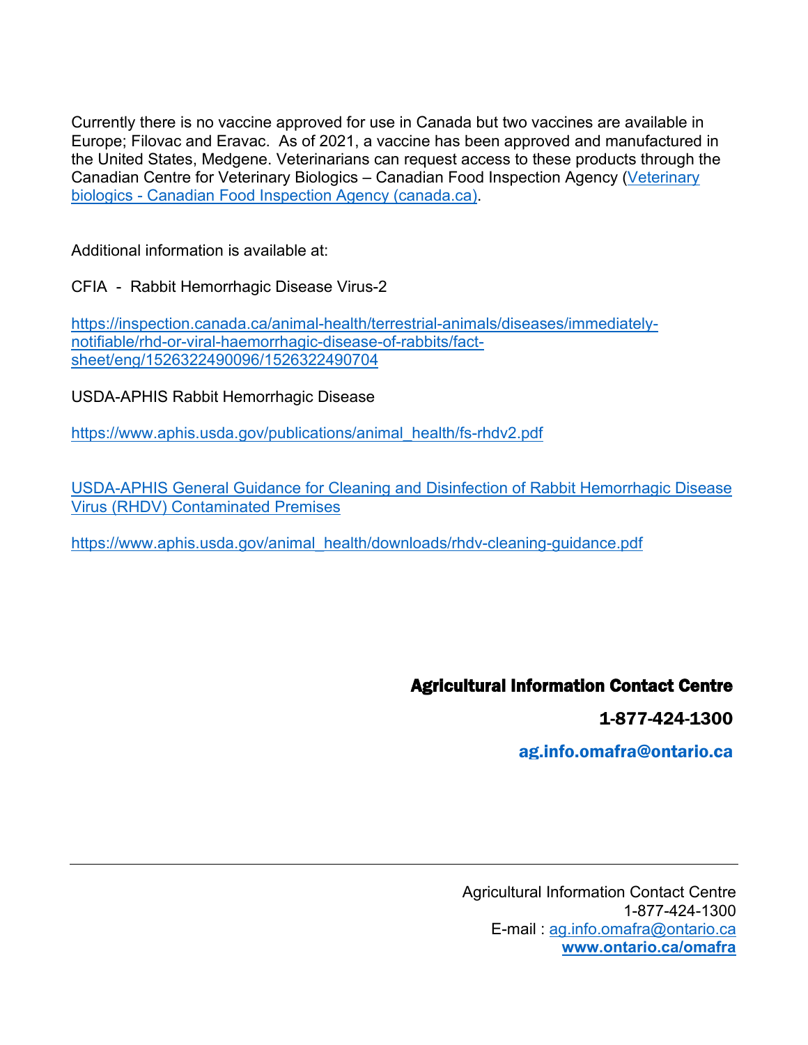Currently there is no vaccine approved for use in Canada but two vaccines are available in Europe; Filovac and Eravac. As of 2021, a vaccine has been approved and manufactured in the United States, Medgene. Veterinarians can request access to these products through the Canadian Centre for Veterinary Biologics – Canadian Food Inspection Agency (Veterinary biologics - Canadian Food Inspection Agency (canada.ca)).

Additional information is available at:

CFIA - Rabbit Hemorrhagic Disease Virus-2

https://inspection.canada.ca/animal-health/terrestrial-animals/diseases/immediately-notifiable/rhd-or-viral-haemorrhagic-disease-of-rabbits/fact-sheet/eng/1526322490096/1526322490704

USDA-APHIS Rabbit Hemorrhagic Disease

https://www.aphis.usda.gov/publications/animal_health/fs-rhdv2.pdf

USDA-APHIS General Guidance for Cleaning and Disinfection of Rabbit Hemorrhagic Disease Virus (RHDV) Contaminated Premises

https://www.aphis.usda.gov/animal_health/downloads/rhdv-cleaning-guidance.pdf

**Agricultural Information Contact Centre**

**1-877-424-1300**

**ag.info.omafra@ontario.ca**

Agricultural Information Contact Centre
1-877-424-1300
E-mail : ag.info.omafra@ontario.ca
**www.ontario.ca/omafra**